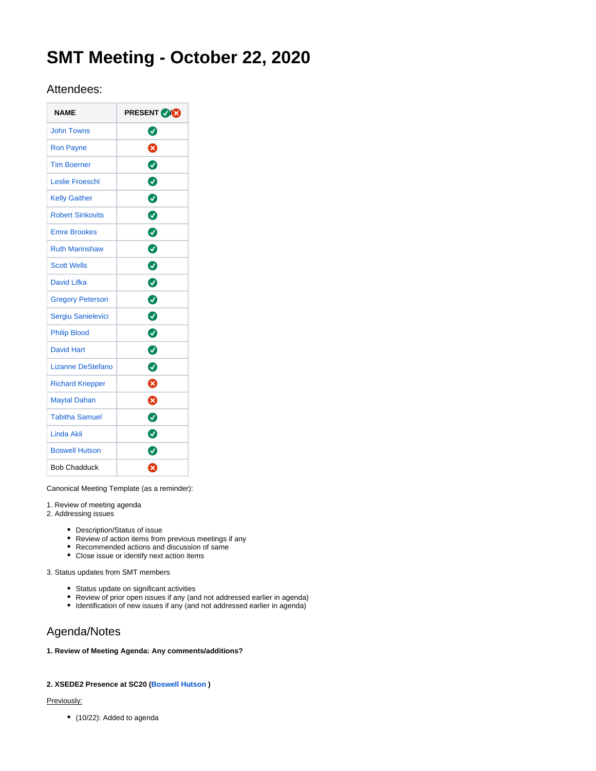# SMT Meeting - October 22, 2020

## Attendees:

| NAME | PRESENT ✅/❌ |
|---|---|
| John Towns | ✅ |
| Ron Payne | ❌ |
| Tim Boerner | ✅ |
| Leslie Froeschl | ✅ |
| Kelly Gaither | ✅ |
| Robert Sinkovits | ✅ |
| Emre Brookes | ✅ |
| Ruth Marinshaw | ✅ |
| Scott Wells | ✅ |
| David Lifka | ✅ |
| Gregory Peterson | ✅ |
| Sergiu Sanielevici | ✅ |
| Philip Blood | ✅ |
| David Hart | ✅ |
| Lizanne DeStefano | ✅ |
| Richard Knepper | ❌ |
| Maytal Dahan | ❌ |
| Tabitha Samuel | ✅ |
| Linda Akli | ✅ |
| Boswell Hutson | ✅ |
| Bob Chadduck | ❌ |

Canonical Meeting Template (as a reminder):

1. Review of meeting agenda
2. Addressing issues
   - Description/Status of issue
   - Review of action items from previous meetings if any
   - Recommended actions and discussion of same
   - Close issue or identify next action items
3. Status updates from SMT members
   - Status update on significant activities
   - Review of prior open issues if any (and not addressed earlier in agenda)
   - Identification of new issues if any (and not addressed earlier in agenda)

## Agenda/Notes

**1. Review of Meeting Agenda: Any comments/additions?**

**2. XSEDE2 Presence at SC20 (Boswell Hutson )**

Previously:

- (10/22): Added to agenda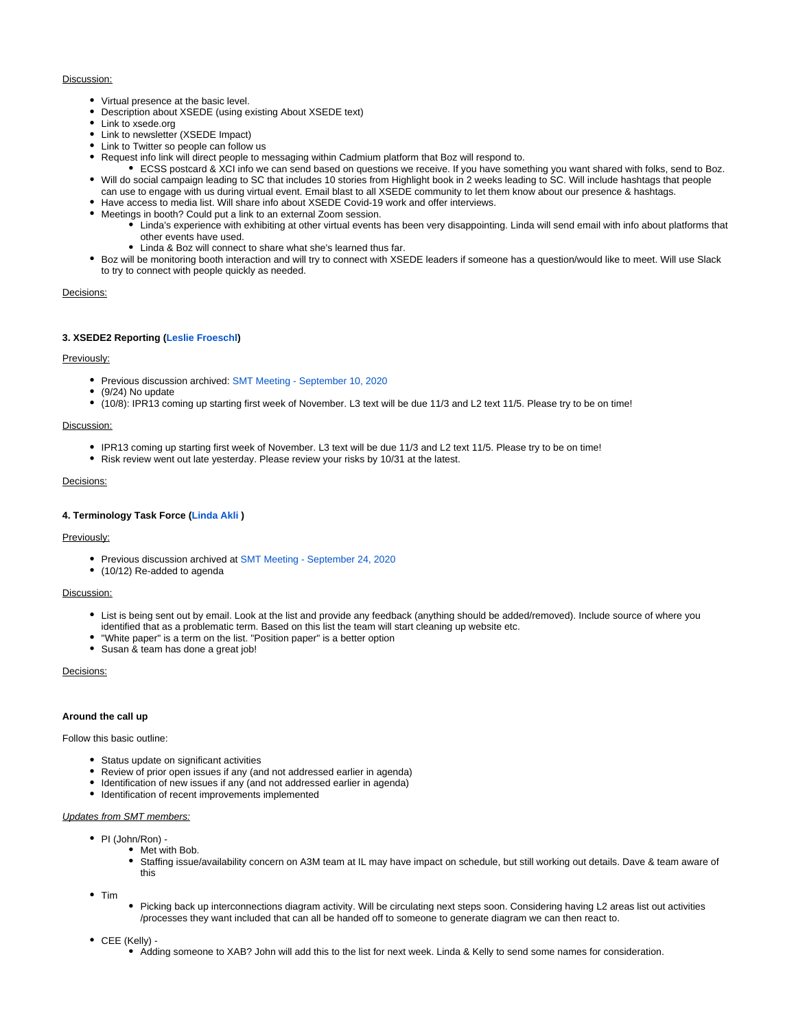Discussion:

- Virtual presence at the basic level.
- Description about XSEDE (using existing About XSEDE text)
- Link to xsede.org
- Link to newsletter (XSEDE Impact)
- Link to Twitter so people can follow us
- Request info link will direct people to messaging within Cadmium platform that Boz will respond to.
    - ECSS postcard & XCI info we can send based on questions we receive. If you have something you want shared with folks, send to Boz.
- Will do social campaign leading to SC that includes 10 stories from Highlight book in 2 weeks leading to SC. Will include hashtags that people can use to engage with us during virtual event. Email blast to all XSEDE community to let them know about our presence & hashtags.
- Have access to media list. Will share info about XSEDE Covid-19 work and offer interviews.
- Meetings in booth? Could put a link to an external Zoom session.
    - Linda's experience with exhibiting at other virtual events has been very disappointing. Linda will send email with info about platforms that other events have used.
    - Linda & Boz will connect to share what she's learned thus far.
- Boz will be monitoring booth interaction and will try to connect with XSEDE leaders if someone has a question/would like to meet. Will use Slack to try to connect with people quickly as needed.

Decisions:

**3. XSEDE2 Reporting (Leslie Froeschl)**

Previously:

- Previous discussion archived: SMT Meeting - September 10, 2020
- (9/24) No update
- (10/8): IPR13 coming up starting first week of November. L3 text will be due 11/3 and L2 text 11/5. Please try to be on time!

Discussion:

- IPR13 coming up starting first week of November. L3 text will be due 11/3 and L2 text 11/5. Please try to be on time!
- Risk review went out late yesterday. Please review your risks by 10/31 at the latest.

Decisions:

**4. Terminology Task Force (Linda Akli )**

Previously:

- Previous discussion archived at SMT Meeting - September 24, 2020
- (10/12) Re-added to agenda

Discussion:

- List is being sent out by email. Look at the list and provide any feedback (anything should be added/removed). Include source of where you identified that as a problematic term. Based on this list the team will start cleaning up website etc.
- "White paper" is a term on the list. "Position paper" is a better option
- Susan & team has done a great job!

Decisions:

**Around the call up**

Follow this basic outline:

- Status update on significant activities
- Review of prior open issues if any (and not addressed earlier in agenda)
- Identification of new issues if any (and not addressed earlier in agenda)
- Identification of recent improvements implemented

*Updates from SMT members:*

- PI (John/Ron) -
    - Met with Bob.
    - Staffing issue/availability concern on A3M team at IL may have impact on schedule, but still working out details. Dave & team aware of this
- Tim
    - Picking back up interconnections diagram activity. Will be circulating next steps soon. Considering having L2 areas list out activities /processes they want included that can all be handed off to someone to generate diagram we can then react to.
- CEE (Kelly) -
    - Adding someone to XAB? John will add this to the list for next week. Linda & Kelly to send some names for consideration.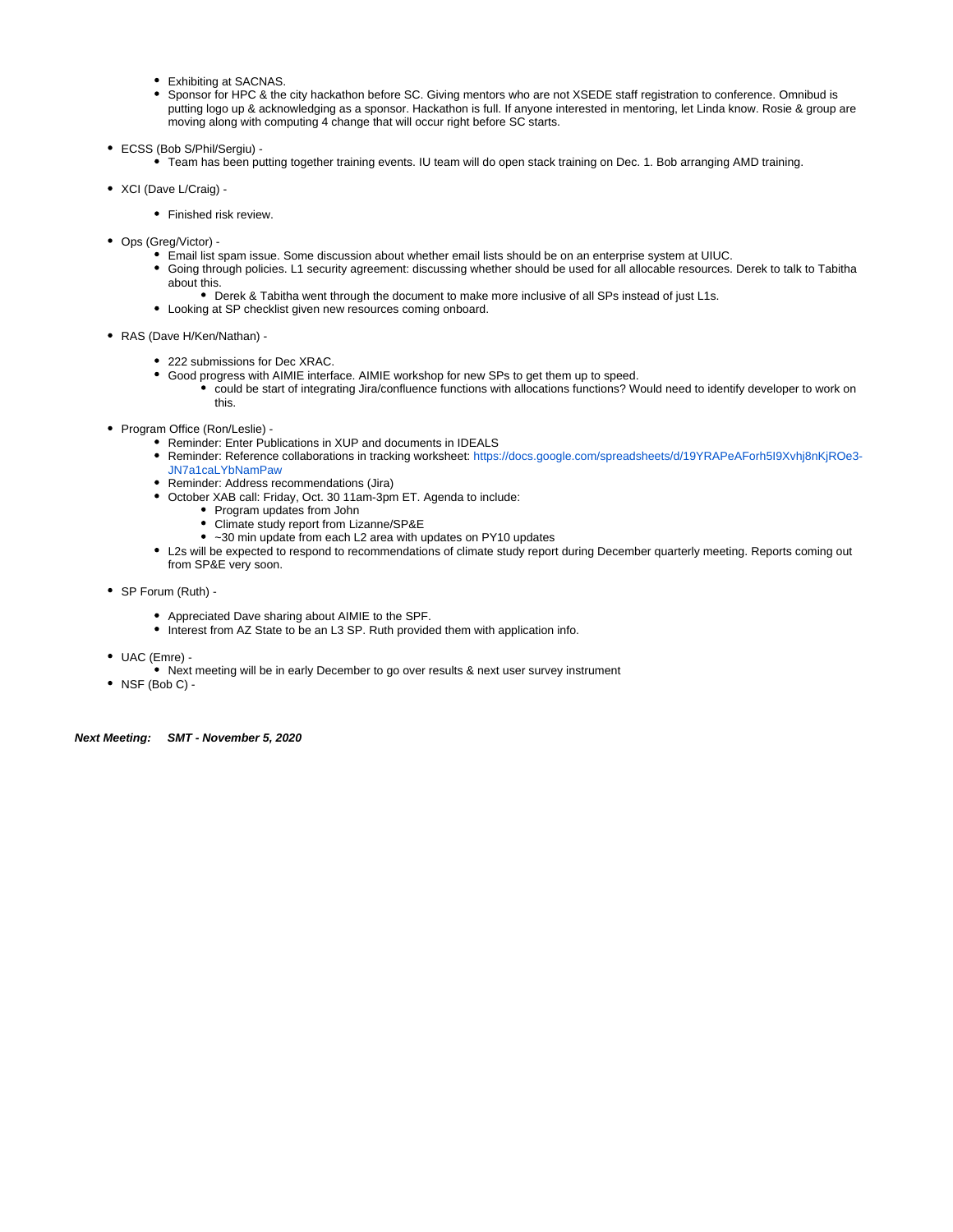- Exhibiting at SACNAS.
    - Sponsor for HPC & the city hackathon before SC. Giving mentors who are not XSEDE staff registration to conference. Omnibud is putting logo up & acknowledging as a sponsor. Hackathon is full. If anyone interested in mentoring, let Linda know. Rosie & group are moving along with computing 4 change that will occur right before SC starts.

- ECSS (Bob S/Phil/Sergiu) -
    - Team has been putting together training events. IU team will do open stack training on Dec. 1. Bob arranging AMD training.

- XCI (Dave L/Craig) -
    - Finished risk review.

- Ops (Greg/Victor) -
    - Email list spam issue. Some discussion about whether email lists should be on an enterprise system at UIUC.
    - Going through policies. L1 security agreement: discussing whether should be used for all allocable resources. Derek to talk to Tabitha about this.
        - Derek & Tabitha went through the document to make more inclusive of all SPs instead of just L1s.
    - Looking at SP checklist given new resources coming onboard.

- RAS (Dave H/Ken/Nathan) -
    - 222 submissions for Dec XRAC.
    - Good progress with AIMIE interface. AIMIE workshop for new SPs to get them up to speed.
        - could be start of integrating Jira/confluence functions with allocations functions? Would need to identify developer to work on this.

- Program Office (Ron/Leslie) -
    - Reminder: Enter Publications in XUP and documents in IDEALS
    - Reminder: Reference collaborations in tracking worksheet: https://docs.google.com/spreadsheets/d/19YRAPeAForh5I9Xvhj8nKjROe3-JN7a1caLYbNamPaw
    - Reminder: Address recommendations (Jira)
    - October XAB call: Friday, Oct. 30 11am-3pm ET. Agenda to include:
        - Program updates from John
        - Climate study report from Lizanne/SP&E
        - ~30 min update from each L2 area with updates on PY10 updates
    - L2s will be expected to respond to recommendations of climate study report during December quarterly meeting. Reports coming out from SP&E very soon.

- SP Forum (Ruth) -
    - Appreciated Dave sharing about AIMIE to the SPF.
    - Interest from AZ State to be an L3 SP. Ruth provided them with application info.

- UAC (Emre) -
    - Next meeting will be in early December to go over results & next user survey instrument
- NSF (Bob C) -

***Next Meeting: SMT - November 5, 2020***